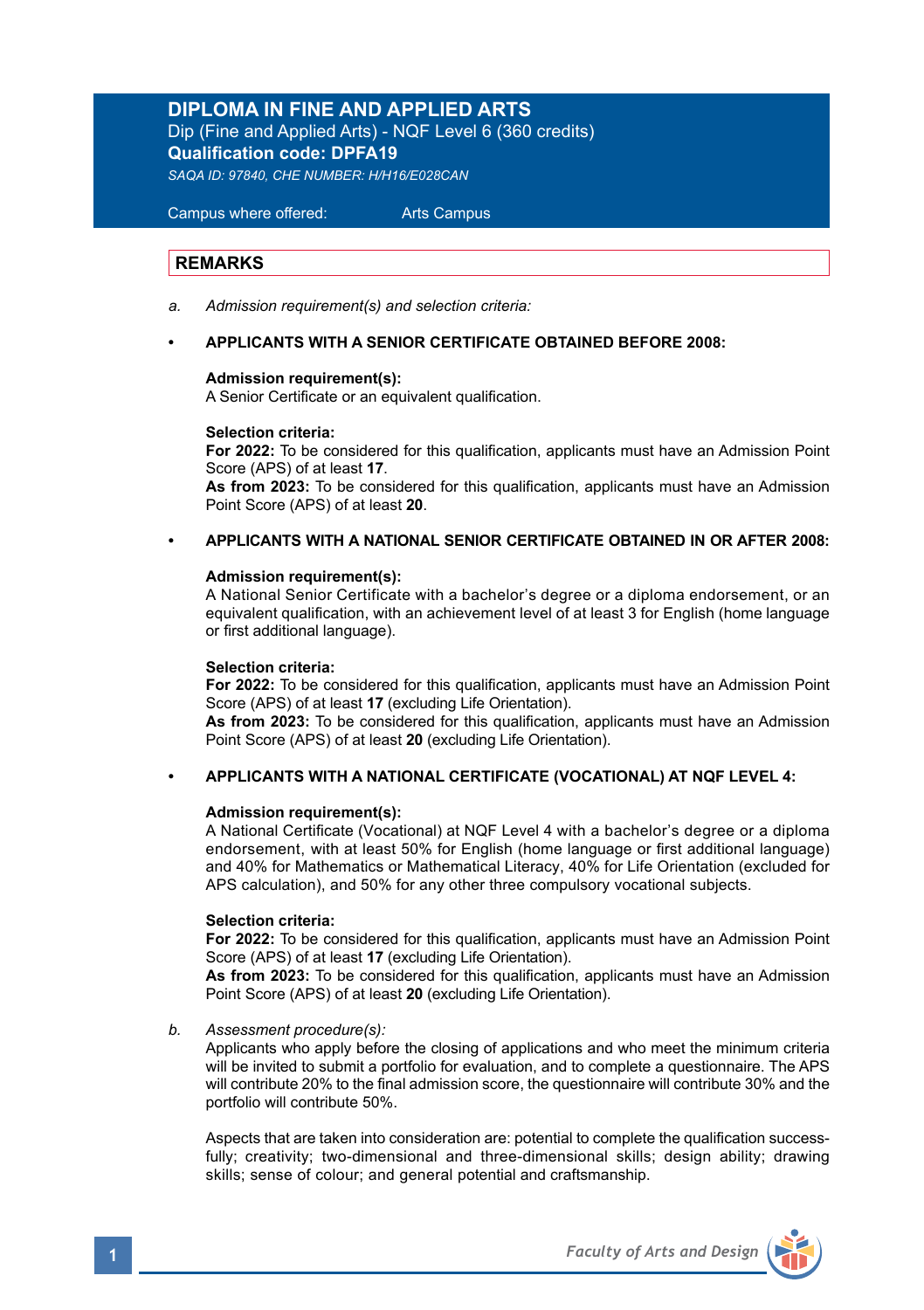# DIPLOMA IN FINE AND APPLIED ARTS

Dip (Fine and Applied Arts) - NQF Level 6 (360 credits)

**Qualification code: DPFA19**

*SAQA ID: 97840, CHE NUMBER: H/H16/E028CAN*

Campus where offered: Arts Campus

## REMARKS

a. *Admission requirement(s) and selection criteria:*

- **APPLICANTS WITH A SENIOR CERTIFICATE OBTAINED BEFORE 2008:**

  **Admission requirement(s):**
  A Senior Certificate or an equivalent qualification.

  **Selection criteria:**
  **For 2022:** To be considered for this qualification, applicants must have an Admission Point Score (APS) of at least **17**.
  **As from 2023:** To be considered for this qualification, applicants must have an Admission Point Score (APS) of at least **20**.

- **APPLICANTS WITH A NATIONAL SENIOR CERTIFICATE OBTAINED IN OR AFTER 2008:**

  **Admission requirement(s):**
  A National Senior Certificate with a bachelor's degree or a diploma endorsement, or an equivalent qualification, with an achievement level of at least 3 for English (home language or first additional language).

  **Selection criteria:**
  **For 2022:** To be considered for this qualification, applicants must have an Admission Point Score (APS) of at least **17** (excluding Life Orientation).
  **As from 2023:** To be considered for this qualification, applicants must have an Admission Point Score (APS) of at least **20** (excluding Life Orientation).

- **APPLICANTS WITH A NATIONAL CERTIFICATE (VOCATIONAL) AT NQF LEVEL 4:**

  **Admission requirement(s):**
  A National Certificate (Vocational) at NQF Level 4 with a bachelor's degree or a diploma endorsement, with at least 50% for English (home language or first additional language) and 40% for Mathematics or Mathematical Literacy, 40% for Life Orientation (excluded for APS calculation), and 50% for any other three compulsory vocational subjects.

  **Selection criteria:**
  **For 2022:** To be considered for this qualification, applicants must have an Admission Point Score (APS) of at least **17** (excluding Life Orientation).
  **As from 2023:** To be considered for this qualification, applicants must have an Admission Point Score (APS) of at least **20** (excluding Life Orientation).

b. *Assessment procedure(s):*
Applicants who apply before the closing of applications and who meet the minimum criteria will be invited to submit a portfolio for evaluation, and to complete a questionnaire. The APS will contribute 20% to the final admission score, the questionnaire will contribute 30% and the portfolio will contribute 50%.

Aspects that are taken into consideration are: potential to complete the qualification successfully; creativity; two-dimensional and three-dimensional skills; design ability; drawing skills; sense of colour; and general potential and craftsmanship.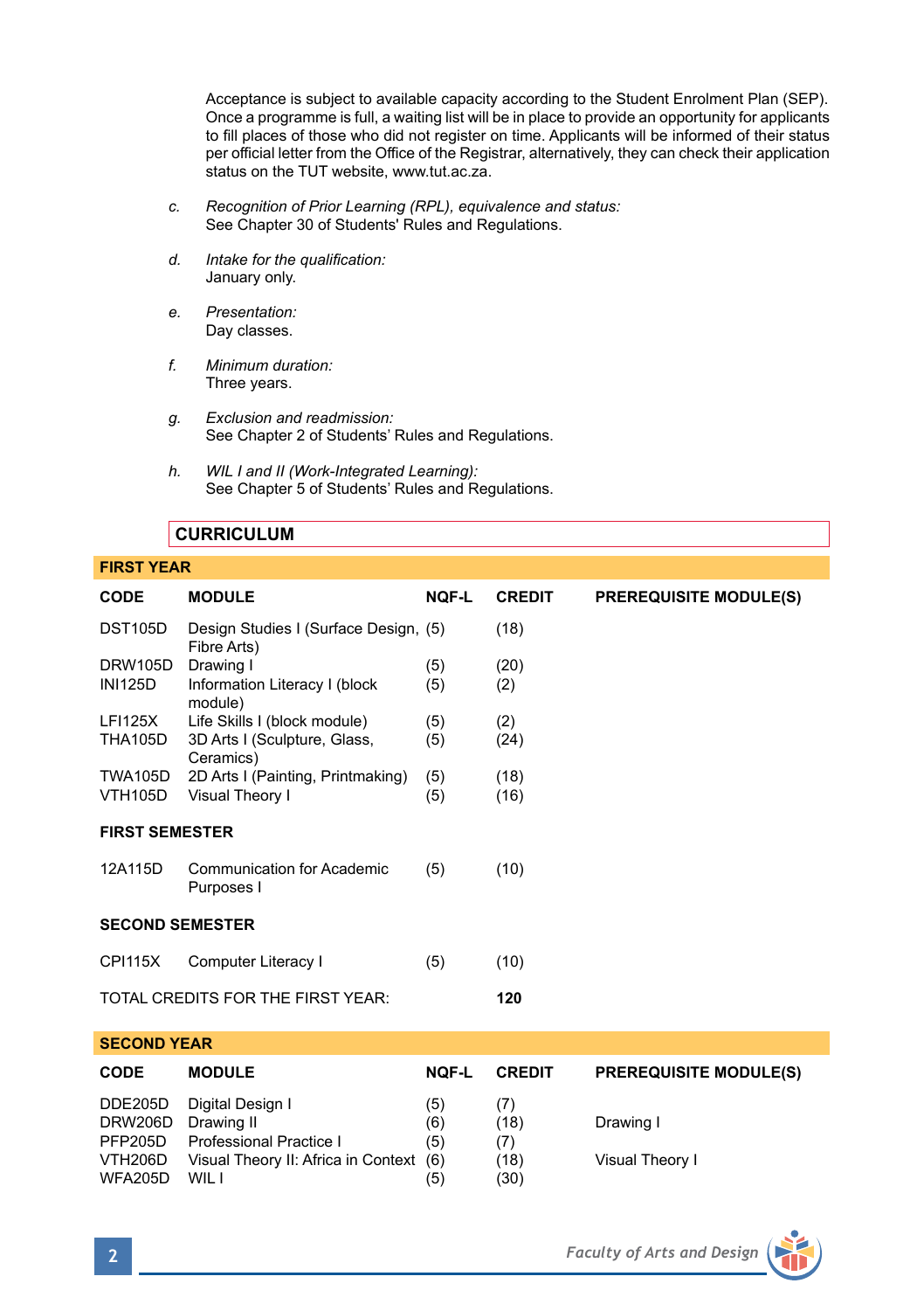Acceptance is subject to available capacity according to the Student Enrolment Plan (SEP). Once a programme is full, a waiting list will be in place to provide an opportunity for applicants to fill places of those who did not register on time. Applicants will be informed of their status per official letter from the Office of the Registrar, alternatively, they can check their application status on the TUT website, www.tut.ac.za.

c. *Recognition of Prior Learning (RPL), equivalence and status:*
See Chapter 30 of Students' Rules and Regulations.

d. *Intake for the qualification:*
January only.

e. *Presentation:*
Day classes.

f. *Minimum duration:*
Three years.

g. *Exclusion and readmission:*
See Chapter 2 of Students' Rules and Regulations.

h. *WIL I and II (Work-Integrated Learning):*
See Chapter 5 of Students' Rules and Regulations.

## CURRICULUM

### FIRST YEAR

| CODE | MODULE | NQF-L | CREDIT | PREREQUISITE MODULE(S) |
|---|---|---|---|---|
| DST105D | Design Studies I (Surface Design, Fibre Arts) | (5) | (18) | |
| DRW105D | Drawing I | (5) | (20) | |
| INI125D | Information Literacy I (block module) | (5) | (2) | |
| LFI125X | Life Skills I (block module) | (5) | (2) | |
| THA105D | 3D Arts I (Sculpture, Glass, Ceramics) | (5) | (24) | |
| TWA105D | 2D Arts I (Painting, Printmaking) | (5) | (18) | |
| VTH105D | Visual Theory I | (5) | (16) | |
| **FIRST SEMESTER** | | | | |
| 12A115D | Communication for Academic Purposes I | (5) | (10) | |
| **SECOND SEMESTER** | | | | |
| CPI115X | Computer Literacy I | (5) | (10) | |
| TOTAL CREDITS FOR THE FIRST YEAR: | | | **120** | |

### SECOND YEAR

| CODE | MODULE | NQF-L | CREDIT | PREREQUISITE MODULE(S) |
|---|---|---|---|---|
| DDE205D | Digital Design I | (5) | (7) | |
| DRW206D | Drawing II | (6) | (18) | Drawing I |
| PFP205D | Professional Practice I | (5) | (7) | |
| VTH206D | Visual Theory II: Africa in Context | (6) | (18) | Visual Theory I |
| WFA205D | WIL I | (5) | (30) | |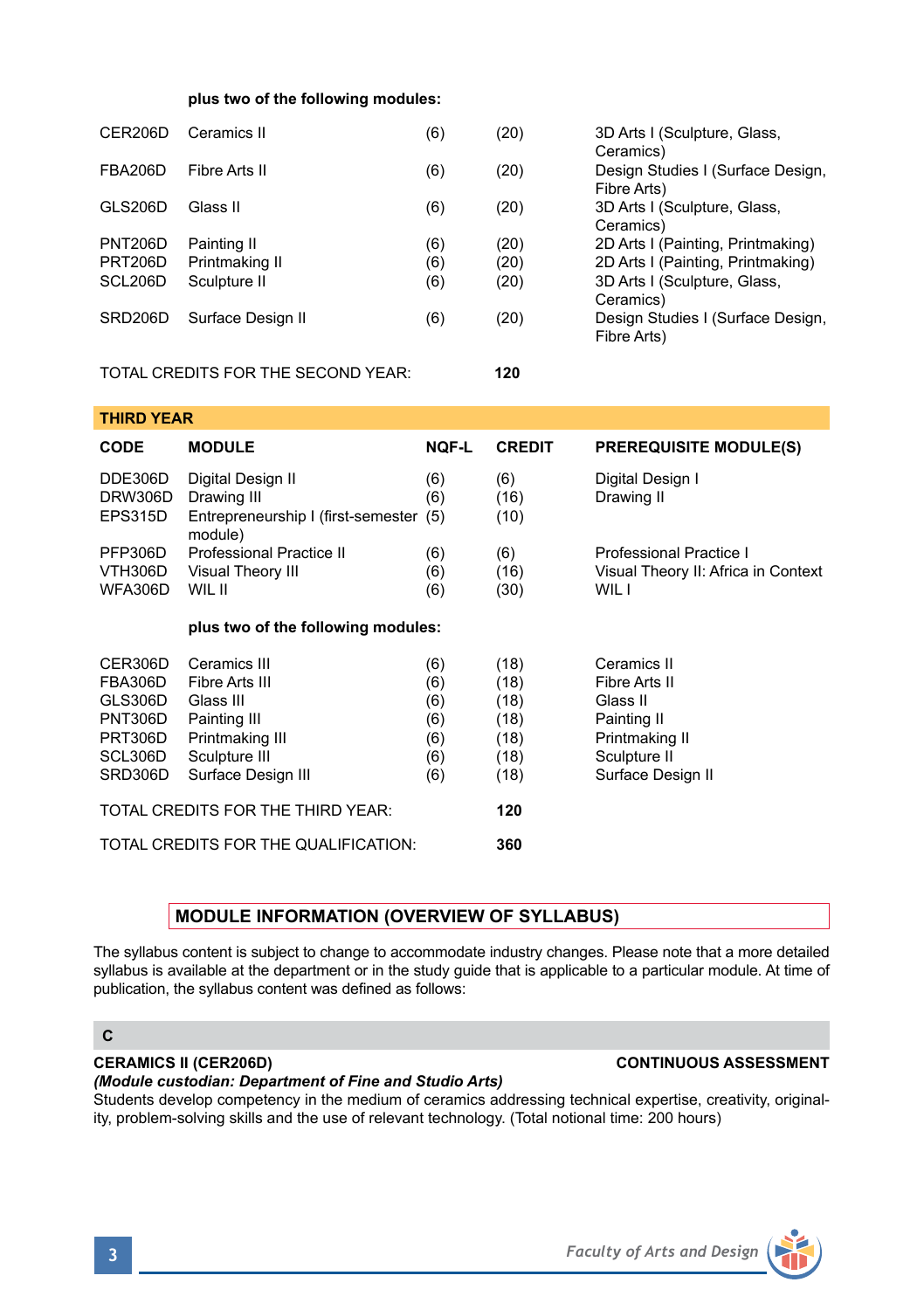**plus two of the following modules:**

| | | | | |
|---|---|---|---|---|
| CER206D | Ceramics II | (6) | (20) | 3D Arts I (Sculpture, Glass, Ceramics) |
| FBA206D | Fibre Arts II | (6) | (20) | Design Studies I (Surface Design, Fibre Arts) |
| GLS206D | Glass II | (6) | (20) | 3D Arts I (Sculpture, Glass, Ceramics) |
| PNT206D | Painting II | (6) | (20) | 2D Arts I (Painting, Printmaking) |
| PRT206D | Printmaking II | (6) | (20) | 2D Arts I (Painting, Printmaking) |
| SCL206D | Sculpture II | (6) | (20) | 3D Arts I (Sculpture, Glass, Ceramics) |
| SRD206D | Surface Design II | (6) | (20) | Design Studies I (Surface Design, Fibre Arts) |

TOTAL CREDITS FOR THE SECOND YEAR: **120**

## THIRD YEAR

| CODE | MODULE | NQF-L | CREDIT | PREREQUISITE MODULE(S) |
|---|---|---|---|---|
| DDE306D | Digital Design II | (6) | (6) | Digital Design I |
| DRW306D | Drawing III | (6) | (16) | Drawing II |
| EPS315D | Entrepreneurship I (first-semester module) | (5) | (10) | |
| PFP306D | Professional Practice II | (6) | (6) | Professional Practice I |
| VTH306D | Visual Theory III | (6) | (16) | Visual Theory II: Africa in Context |
| WFA306D | WIL II | (6) | (30) | WIL I |

**plus two of the following modules:**

| | | | | |
|---|---|---|---|---|
| CER306D | Ceramics III | (6) | (18) | Ceramics II |
| FBA306D | Fibre Arts III | (6) | (18) | Fibre Arts II |
| GLS306D | Glass III | (6) | (18) | Glass II |
| PNT306D | Painting III | (6) | (18) | Painting II |
| PRT306D | Printmaking III | (6) | (18) | Printmaking II |
| SCL306D | Sculpture III | (6) | (18) | Sculpture II |
| SRD306D | Surface Design III | (6) | (18) | Surface Design II |

TOTAL CREDITS FOR THE THIRD YEAR: **120**

TOTAL CREDITS FOR THE QUALIFICATION: **360**

## MODULE INFORMATION (OVERVIEW OF SYLLABUS)

The syllabus content is subject to change to accommodate industry changes. Please note that a more detailed syllabus is available at the department or in the study guide that is applicable to a particular module. At time of publication, the syllabus content was defined as follows:

### C

**CERAMICS II (CER206D)** **CONTINUOUS ASSESSMENT**

***(Module custodian: Department of Fine and Studio Arts)***

Students develop competency in the medium of ceramics addressing technical expertise, creativity, originality, problem-solving skills and the use of relevant technology. (Total notional time: 200 hours)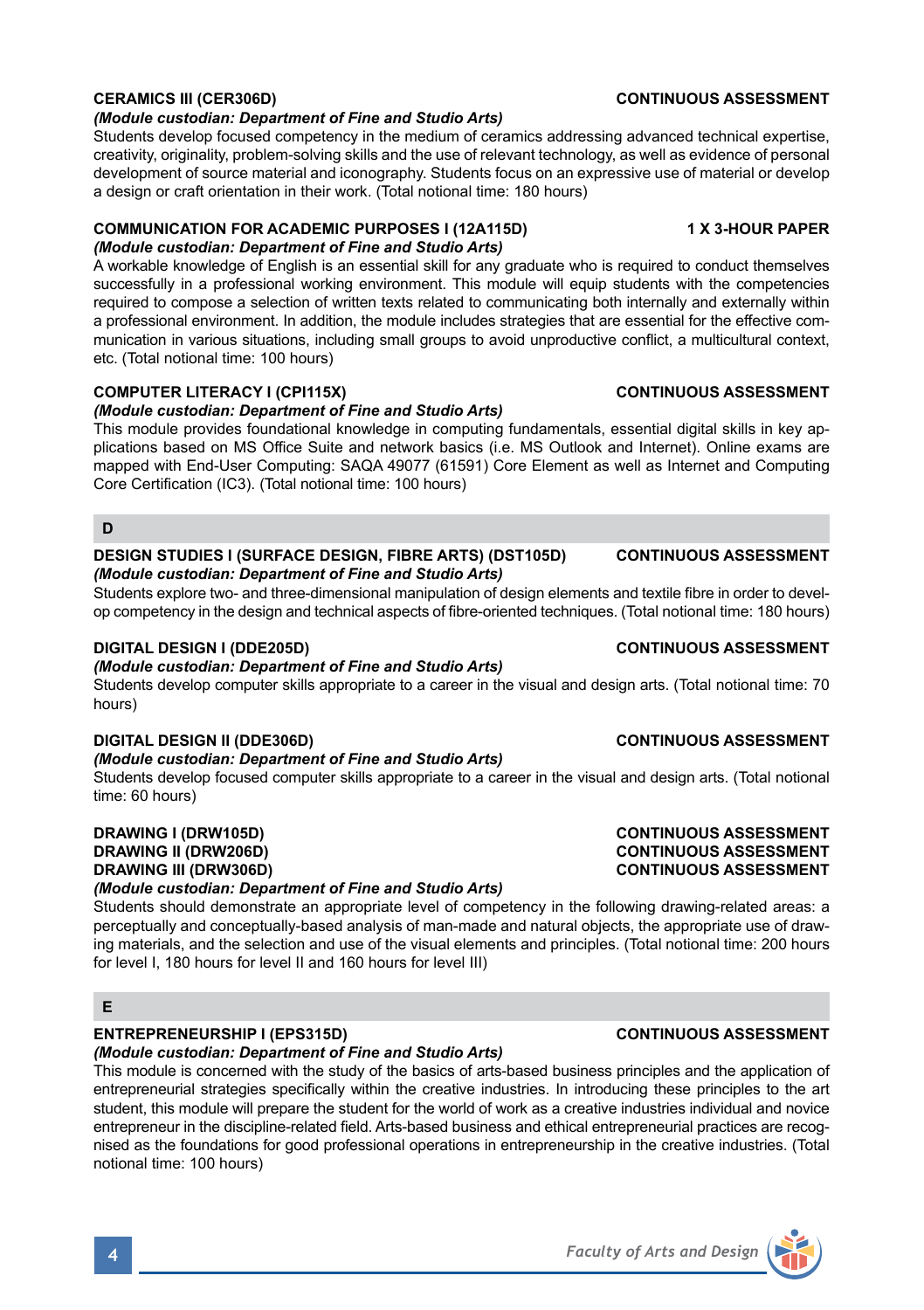**CERAMICS III (CER306D)** **CONTINUOUS ASSESSMENT**

***(Module custodian: Department of Fine and Studio Arts)***

Students develop focused competency in the medium of ceramics addressing advanced technical expertise, creativity, originality, problem-solving skills and the use of relevant technology, as well as evidence of personal development of source material and iconography. Students focus on an expressive use of material or develop a design or craft orientation in their work. (Total notional time: 180 hours)

**COMMUNICATION FOR ACADEMIC PURPOSES I (12A115D)** **1 X 3-HOUR PAPER**

***(Module custodian: Department of Fine and Studio Arts)***

A workable knowledge of English is an essential skill for any graduate who is required to conduct themselves successfully in a professional working environment. This module will equip students with the competencies required to compose a selection of written texts related to communicating both internally and externally within a professional environment. In addition, the module includes strategies that are essential for the effective communication in various situations, including small groups to avoid unproductive conflict, a multicultural context, etc. (Total notional time: 100 hours)

**COMPUTER LITERACY I (CPI115X)** **CONTINUOUS ASSESSMENT**

***(Module custodian: Department of Fine and Studio Arts)***

This module provides foundational knowledge in computing fundamentals, essential digital skills in key applications based on MS Office Suite and network basics (i.e. MS Outlook and Internet). Online exams are mapped with End-User Computing: SAQA 49077 (61591) Core Element as well as Internet and Computing Core Certification (IC3). (Total notional time: 100 hours)

## D

**DESIGN STUDIES I (SURFACE DESIGN, FIBRE ARTS) (DST105D)** **CONTINUOUS ASSESSMENT**

***(Module custodian: Department of Fine and Studio Arts)***

Students explore two- and three-dimensional manipulation of design elements and textile fibre in order to develop competency in the design and technical aspects of fibre-oriented techniques. (Total notional time: 180 hours)

**DIGITAL DESIGN I (DDE205D)** **CONTINUOUS ASSESSMENT**

***(Module custodian: Department of Fine and Studio Arts)***

Students develop computer skills appropriate to a career in the visual and design arts. (Total notional time: 70 hours)

**DIGITAL DESIGN II (DDE306D)** **CONTINUOUS ASSESSMENT**

***(Module custodian: Department of Fine and Studio Arts)***

Students develop focused computer skills appropriate to a career in the visual and design arts. (Total notional time: 60 hours)

**DRAWING I (DRW105D)** **CONTINUOUS ASSESSMENT**
**DRAWING II (DRW206D)** **CONTINUOUS ASSESSMENT**
**DRAWING III (DRW306D)** **CONTINUOUS ASSESSMENT**

***(Module custodian: Department of Fine and Studio Arts)***

Students should demonstrate an appropriate level of competency in the following drawing-related areas: a perceptually and conceptually-based analysis of man-made and natural objects, the appropriate use of drawing materials, and the selection and use of the visual elements and principles. (Total notional time: 200 hours for level I, 180 hours for level II and 160 hours for level III)

## E

**ENTREPRENEURSHIP I (EPS315D)** **CONTINUOUS ASSESSMENT**

***(Module custodian: Department of Fine and Studio Arts)***

This module is concerned with the study of the basics of arts-based business principles and the application of entrepreneurial strategies specifically within the creative industries. In introducing these principles to the art student, this module will prepare the student for the world of work as a creative industries individual and novice entrepreneur in the discipline-related field. Arts-based business and ethical entrepreneurial practices are recognised as the foundations for good professional operations in entrepreneurship in the creative industries. (Total notional time: 100 hours)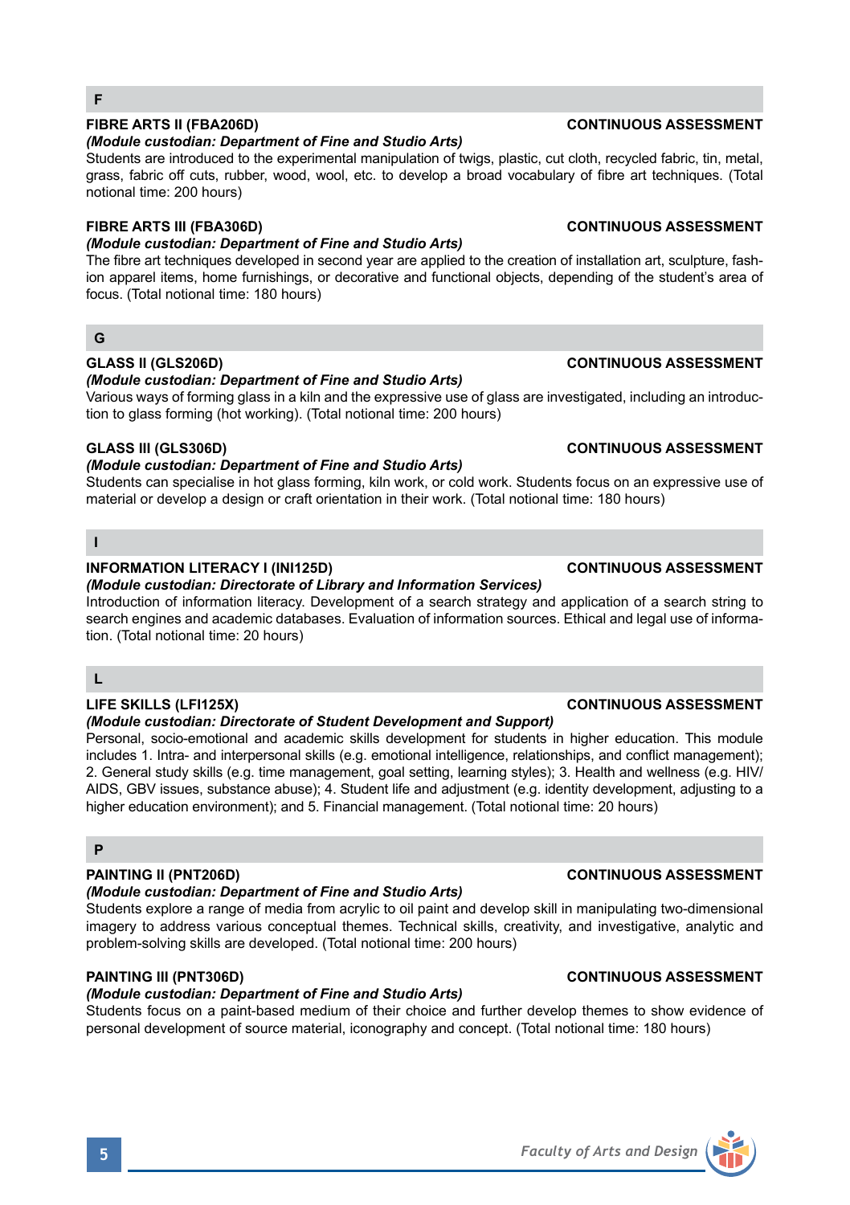## F

### FIBRE ARTS II (FBA206D) — CONTINUOUS ASSESSMENT

***(Module custodian: Department of Fine and Studio Arts)***

Students are introduced to the experimental manipulation of twigs, plastic, cut cloth, recycled fabric, tin, metal, grass, fabric off cuts, rubber, wood, wool, etc. to develop a broad vocabulary of fibre art techniques. (Total notional time: 200 hours)

### FIBRE ARTS III (FBA306D) — CONTINUOUS ASSESSMENT

***(Module custodian: Department of Fine and Studio Arts)***

The fibre art techniques developed in second year are applied to the creation of installation art, sculpture, fashion apparel items, home furnishings, or decorative and functional objects, depending of the student's area of focus. (Total notional time: 180 hours)

## G

### GLASS II (GLS206D) — CONTINUOUS ASSESSMENT

***(Module custodian: Department of Fine and Studio Arts)***

Various ways of forming glass in a kiln and the expressive use of glass are investigated, including an introduction to glass forming (hot working). (Total notional time: 200 hours)

### GLASS III (GLS306D) — CONTINUOUS ASSESSMENT

***(Module custodian: Department of Fine and Studio Arts)***

Students can specialise in hot glass forming, kiln work, or cold work. Students focus on an expressive use of material or develop a design or craft orientation in their work. (Total notional time: 180 hours)

## I

### INFORMATION LITERACY I (INI125D) — CONTINUOUS ASSESSMENT

***(Module custodian: Directorate of Library and Information Services)***

Introduction of information literacy. Development of a search strategy and application of a search string to search engines and academic databases. Evaluation of information sources. Ethical and legal use of information. (Total notional time: 20 hours)

## L

### LIFE SKILLS (LFI125X) — CONTINUOUS ASSESSMENT

***(Module custodian: Directorate of Student Development and Support)***

Personal, socio-emotional and academic skills development for students in higher education. This module includes 1. Intra- and interpersonal skills (e.g. emotional intelligence, relationships, and conflict management); 2. General study skills (e.g. time management, goal setting, learning styles); 3. Health and wellness (e.g. HIV/AIDS, GBV issues, substance abuse); 4. Student life and adjustment (e.g. identity development, adjusting to a higher education environment); and 5. Financial management. (Total notional time: 20 hours)

## P

### PAINTING II (PNT206D) — CONTINUOUS ASSESSMENT

***(Module custodian: Department of Fine and Studio Arts)***

Students explore a range of media from acrylic to oil paint and develop skill in manipulating two-dimensional imagery to address various conceptual themes. Technical skills, creativity, and investigative, analytic and problem-solving skills are developed. (Total notional time: 200 hours)

### PAINTING III (PNT306D) — CONTINUOUS ASSESSMENT

***(Module custodian: Department of Fine and Studio Arts)***

Students focus on a paint-based medium of their choice and further develop themes to show evidence of personal development of source material, iconography and concept. (Total notional time: 180 hours)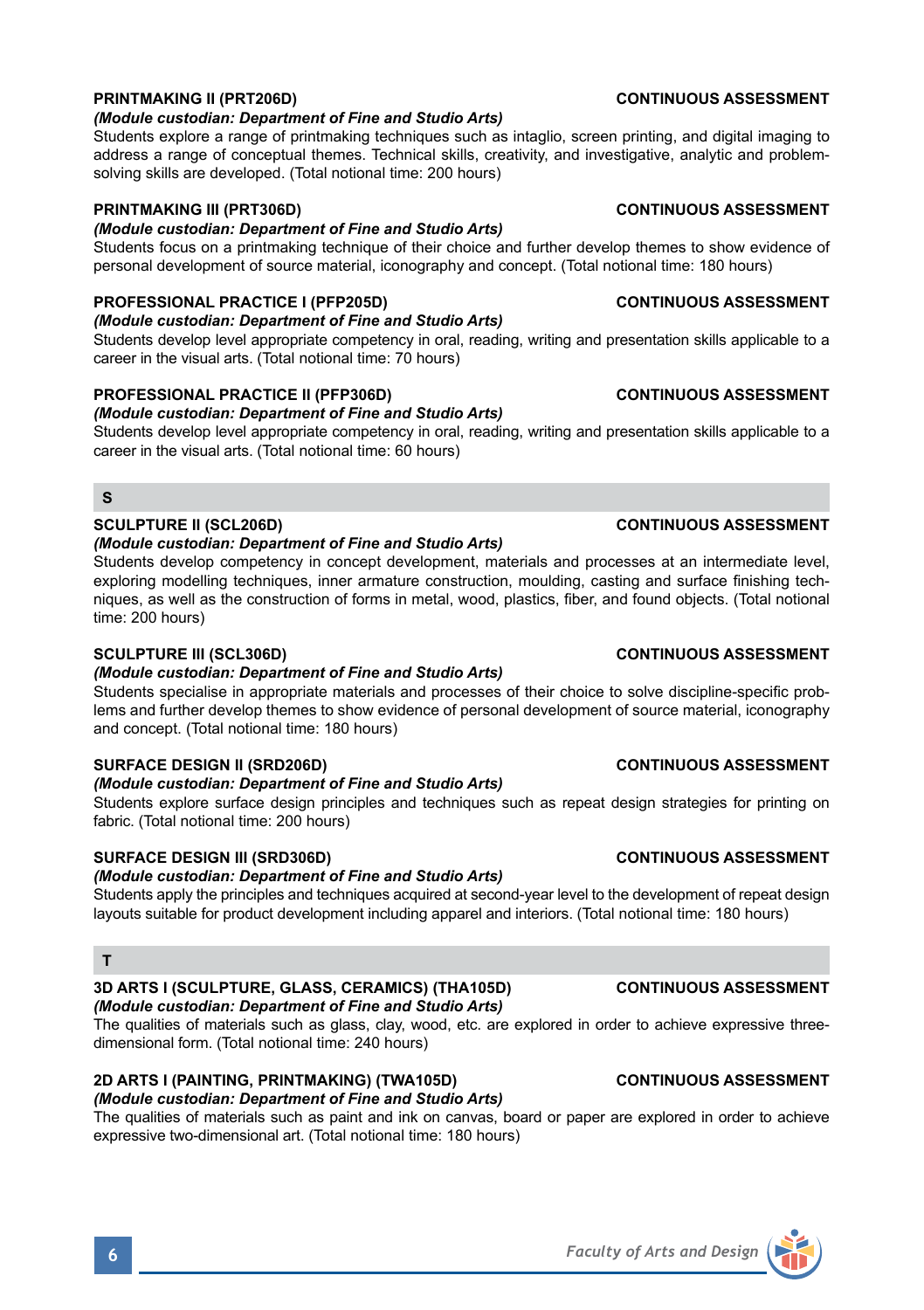**PRINTMAKING II (PRT206D)** **CONTINUOUS ASSESSMENT**

*(Module custodian: Department of Fine and Studio Arts)*

Students explore a range of printmaking techniques such as intaglio, screen printing, and digital imaging to address a range of conceptual themes. Technical skills, creativity, and investigative, analytic and problem-solving skills are developed. (Total notional time: 200 hours)

**PRINTMAKING III (PRT306D)** **CONTINUOUS ASSESSMENT**

*(Module custodian: Department of Fine and Studio Arts)*

Students focus on a printmaking technique of their choice and further develop themes to show evidence of personal development of source material, iconography and concept. (Total notional time: 180 hours)

**PROFESSIONAL PRACTICE I (PFP205D)** **CONTINUOUS ASSESSMENT**

*(Module custodian: Department of Fine and Studio Arts)*

Students develop level appropriate competency in oral, reading, writing and presentation skills applicable to a career in the visual arts. (Total notional time: 70 hours)

**PROFESSIONAL PRACTICE II (PFP306D)** **CONTINUOUS ASSESSMENT**

*(Module custodian: Department of Fine and Studio Arts)*

Students develop level appropriate competency in oral, reading, writing and presentation skills applicable to a career in the visual arts. (Total notional time: 60 hours)

## S

**SCULPTURE II (SCL206D)** **CONTINUOUS ASSESSMENT**

*(Module custodian: Department of Fine and Studio Arts)*

Students develop competency in concept development, materials and processes at an intermediate level, exploring modelling techniques, inner armature construction, moulding, casting and surface finishing techniques, as well as the construction of forms in metal, wood, plastics, fiber, and found objects. (Total notional time: 200 hours)

**SCULPTURE III (SCL306D)** **CONTINUOUS ASSESSMENT**

*(Module custodian: Department of Fine and Studio Arts)*

Students specialise in appropriate materials and processes of their choice to solve discipline-specific problems and further develop themes to show evidence of personal development of source material, iconography and concept. (Total notional time: 180 hours)

**SURFACE DESIGN II (SRD206D)** **CONTINUOUS ASSESSMENT**

*(Module custodian: Department of Fine and Studio Arts)*

Students explore surface design principles and techniques such as repeat design strategies for printing on fabric. (Total notional time: 200 hours)

**SURFACE DESIGN III (SRD306D)** **CONTINUOUS ASSESSMENT**

*(Module custodian: Department of Fine and Studio Arts)*

Students apply the principles and techniques acquired at second-year level to the development of repeat design layouts suitable for product development including apparel and interiors. (Total notional time: 180 hours)

## T

**3D ARTS I (SCULPTURE, GLASS, CERAMICS) (THA105D)** **CONTINUOUS ASSESSMENT**

*(Module custodian: Department of Fine and Studio Arts)*

The qualities of materials such as glass, clay, wood, etc. are explored in order to achieve expressive three-dimensional form. (Total notional time: 240 hours)

**2D ARTS I (PAINTING, PRINTMAKING) (TWA105D)** **CONTINUOUS ASSESSMENT**

*(Module custodian: Department of Fine and Studio Arts)*

The qualities of materials such as paint and ink on canvas, board or paper are explored in order to achieve expressive two-dimensional art. (Total notional time: 180 hours)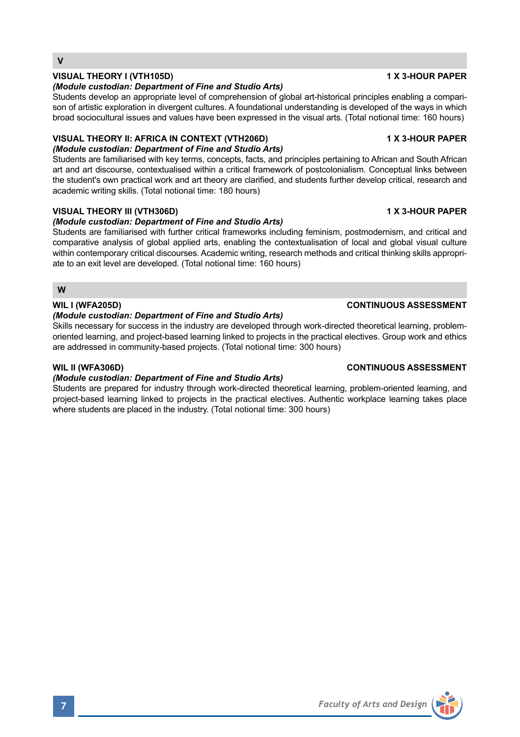## V

### VISUAL THEORY I (VTH105D) — 1 X 3-HOUR PAPER

*(Module custodian: Department of Fine and Studio Arts)*

Students develop an appropriate level of comprehension of global art-historical principles enabling a comparison of artistic exploration in divergent cultures. A foundational understanding is developed of the ways in which broad sociocultural issues and values have been expressed in the visual arts. (Total notional time: 160 hours)

### VISUAL THEORY II: AFRICA IN CONTEXT (VTH206D) — 1 X 3-HOUR PAPER

*(Module custodian: Department of Fine and Studio Arts)*

Students are familiarised with key terms, concepts, facts, and principles pertaining to African and South African art and art discourse, contextualised within a critical framework of postcolonialism. Conceptual links between the student's own practical work and art theory are clarified, and students further develop critical, research and academic writing skills. (Total notional time: 180 hours)

### VISUAL THEORY III (VTH306D) — 1 X 3-HOUR PAPER

*(Module custodian: Department of Fine and Studio Arts)*

Students are familiarised with further critical frameworks including feminism, postmodernism, and critical and comparative analysis of global applied arts, enabling the contextualisation of local and global visual culture within contemporary critical discourses. Academic writing, research methods and critical thinking skills appropriate to an exit level are developed. (Total notional time: 160 hours)

## W

### WIL I (WFA205D) — CONTINUOUS ASSESSMENT

*(Module custodian: Department of Fine and Studio Arts)*

Skills necessary for success in the industry are developed through work-directed theoretical learning, problem-oriented learning, and project-based learning linked to projects in the practical electives. Group work and ethics are addressed in community-based projects. (Total notional time: 300 hours)

### WIL II (WFA306D) — CONTINUOUS ASSESSMENT

*(Module custodian: Department of Fine and Studio Arts)*

Students are prepared for industry through work-directed theoretical learning, problem-oriented learning, and project-based learning linked to projects in the practical electives. Authentic workplace learning takes place where students are placed in the industry. (Total notional time: 300 hours)